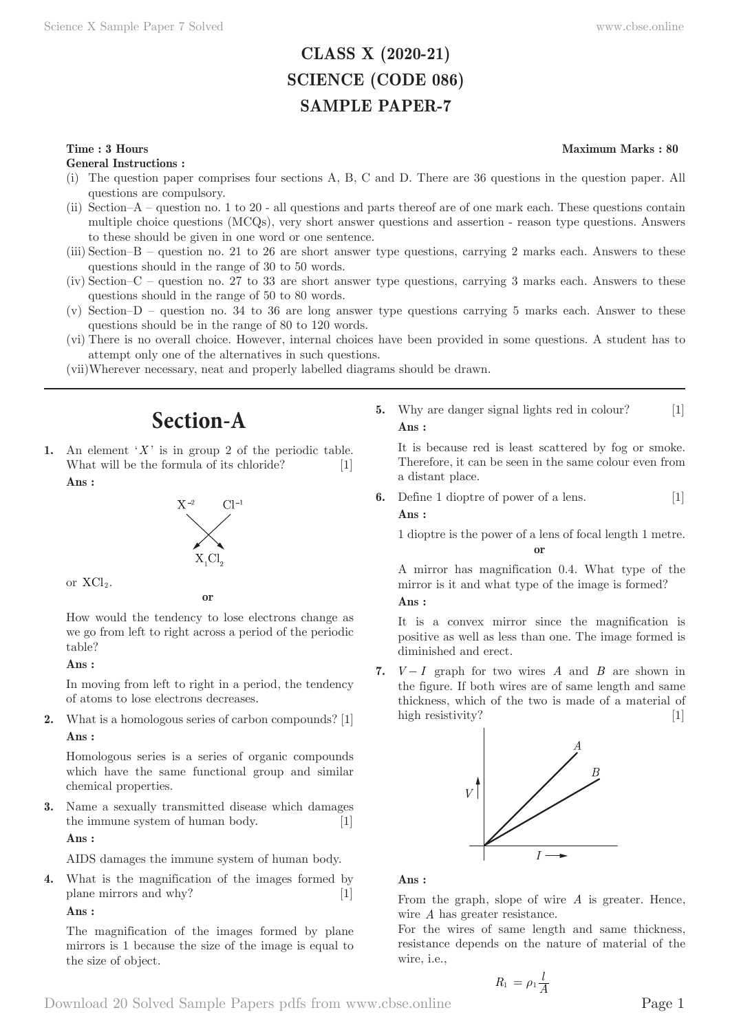# CLASS X (2020-21)
# SCIENCE (CODE 086)
# SAMPLE PAPER-7

**Time : 3 Hours** **Maximum Marks : 80**

**General Instructions :**

(i) The question paper comprises four sections A, B, C and D. There are 36 questions in the question paper. All questions are compulsory.

(ii) Section–A – question no. 1 to 20 - all questions and parts thereof are of one mark each. These questions contain multiple choice questions (MCQs), very short answer questions and assertion - reason type questions. Answers to these should be given in one word or one sentence.

(iii) Section–B – question no. 21 to 26 are short answer type questions, carrying 2 marks each. Answers to these questions should in the range of 30 to 50 words.

(iv) Section–C – question no. 27 to 33 are short answer type questions, carrying 3 marks each. Answers to these questions should in the range of 50 to 80 words.

(v) Section–D – question no. 34 to 36 are long answer type questions carrying 5 marks each. Answer to these questions should be in the range of 80 to 120 words.

(vi) There is no overall choice. However, internal choices have been provided in some questions. A student has to attempt only one of the alternatives in such questions.

(vii) Wherever necessary, neat and properly labelled diagrams should be drawn.

## Section-A

**1.** An element '$X$' is in group 2 of the periodic table. What will be the formula of its chloride? [1]

**Ans :**

$X^{-2}$ $Cl^{-1}$ (cross-over) → $X_1Cl_2$

or $XCl_2$.

**or**

How would the tendency to lose electrons change as we go from left to right across a period of the periodic table?

**Ans :**

In moving from left to right in a period, the tendency of atoms to lose electrons decreases.

**2.** What is a homologous series of carbon compounds? [1]

**Ans :**

Homologous series is a series of organic compounds which have the same functional group and similar chemical properties.

**3.** Name a sexually transmitted disease which damages the immune system of human body. [1]

**Ans :**

AIDS damages the immune system of human body.

**4.** What is the magnification of the images formed by plane mirrors and why? [1]

**Ans :**

The magnification of the images formed by plane mirrors is 1 because the size of the image is equal to the size of object.

**5.** Why are danger signal lights red in colour? [1]

**Ans :**

It is because red is least scattered by fog or smoke. Therefore, it can be seen in the same colour even from a distant place.

**6.** Define 1 dioptre of power of a lens. [1]

**Ans :**

1 dioptre is the power of a lens of focal length 1 metre.

**or**

A mirror has magnification 0.4. What type of the mirror is it and what type of the image is formed?

**Ans :**

It is a convex mirror since the magnification is positive as well as less than one. The image formed is diminished and erect.

**7.** $V-I$ graph for two wires $A$ and $B$ are shown in the figure. If both wires are of same length and same thickness, which of the two is made of a material of high resistivity? [1]

**Ans :**

From the graph, slope of wire $A$ is greater. Hence, wire $A$ has greater resistance.

For the wires of same length and same thickness, resistance depends on the nature of material of the wire, i.e.,

$$R_1 = \rho_1 \frac{l}{A}$$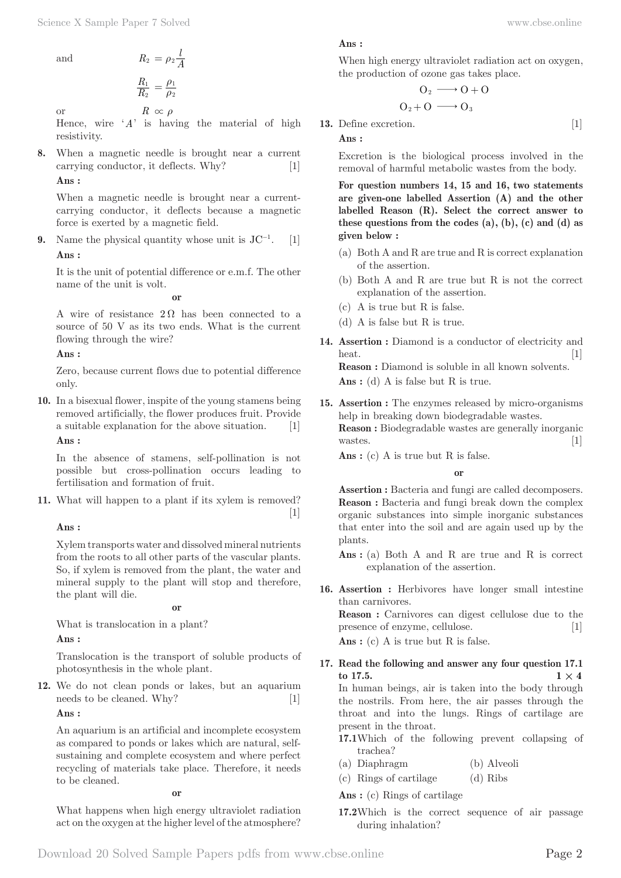and $$R_2 = \rho_2 \frac{l}{A}$$

$$\frac{R_1}{R_2} = \frac{\rho_1}{\rho_2}$$

or $$R \propto \rho$$

Hence, wire '$A$' is having the material of high resistivity.

**8.** When a magnetic needle is brought near a current carrying conductor, it deflects. Why? [1]

**Ans :**

When a magnetic needle is brought near a current-carrying conductor, it deflects because a magnetic force is exerted by a magnetic field.

**9.** Name the physical quantity whose unit is $JC^{-1}$. [1]

**Ans :**

It is the unit of potential difference or e.m.f. The other name of the unit is volt.

**or**

A wire of resistance $2\,\Omega$ has been connected to a source of 50 V as its two ends. What is the current flowing through the wire?

**Ans :**

Zero, because current flows due to potential difference only.

**10.** In a bisexual flower, inspite of the young stamens being removed artificially, the flower produces fruit. Provide a suitable explanation for the above situation. [1]

**Ans :**

In the absence of stamens, self-pollination is not possible but cross-pollination occurs leading to fertilisation and formation of fruit.

**11.** What will happen to a plant if its xylem is removed? [1]

**Ans :**

Xylem transports water and dissolved mineral nutrients from the roots to all other parts of the vascular plants. So, if xylem is removed from the plant, the water and mineral supply to the plant will stop and therefore, the plant will die.

**or**

What is translocation in a plant?

**Ans :**

Translocation is the transport of soluble products of photosynthesis in the whole plant.

**12.** We do not clean ponds or lakes, but an aquarium needs to be cleaned. Why? [1]

**Ans :**

An aquarium is an artificial and incomplete ecosystem as compared to ponds or lakes which are natural, self-sustaining and complete ecosystem and where perfect recycling of materials take place. Therefore, it needs to be cleaned.

**or**

What happens when high energy ultraviolet radiation act on the oxygen at the higher level of the atmosphere?

**Ans :**

When high energy ultraviolet radiation act on oxygen, the production of ozone gas takes place.

$$O_2 \longrightarrow O + O$$
$$O_2 + O \longrightarrow O_3$$

**13.** Define excretion. [1]

**Ans :**

Excretion is the biological process involved in the removal of harmful metabolic wastes from the body.

**For question numbers 14, 15 and 16, two statements are given-one labelled Assertion (A) and the other labelled Reason (R). Select the correct answer to these questions from the codes (a), (b), (c) and (d) as given below :**

(a) Both A and R are true and R is correct explanation of the assertion.
(b) Both A and R are true but R is not the correct explanation of the assertion.
(c) A is true but R is false.
(d) A is false but R is true.

**14.** **Assertion :** Diamond is a conductor of electricity and heat. [1]
**Reason :** Diamond is soluble in all known solvents.
**Ans :** (d) A is false but R is true.

**15.** **Assertion :** The enzymes released by micro-organisms help in breaking down biodegradable wastes.
**Reason :** Biodegradable wastes are generally inorganic wastes. [1]
**Ans :** (c) A is true but R is false.

**or**

**Assertion :** Bacteria and fungi are called decomposers.
**Reason :** Bacteria and fungi break down the complex organic substances into simple inorganic substances that enter into the soil and are again used up by the plants.
**Ans :** (a) Both A and R are true and R is correct explanation of the assertion.

**16.** **Assertion :** Herbivores have longer small intestine than carnivores.
**Reason :** Carnivores can digest cellulose due to the presence of enzyme, cellulose. [1]
**Ans :** (c) A is true but R is false.

**17.** **Read the following and answer any four question 17.1 to 17.5.** $1 \times 4$

In human beings, air is taken into the body through the nostrils. From here, the air passes through the throat and into the lungs. Rings of cartilage are present in the throat.

**17.1** Which of the following prevent collapsing of trachea?

(a) Diaphragm (b) Alveoli
(c) Rings of cartilage (d) Ribs

**Ans :** (c) Rings of cartilage

**17.2** Which is the correct sequence of air passage during inhalation?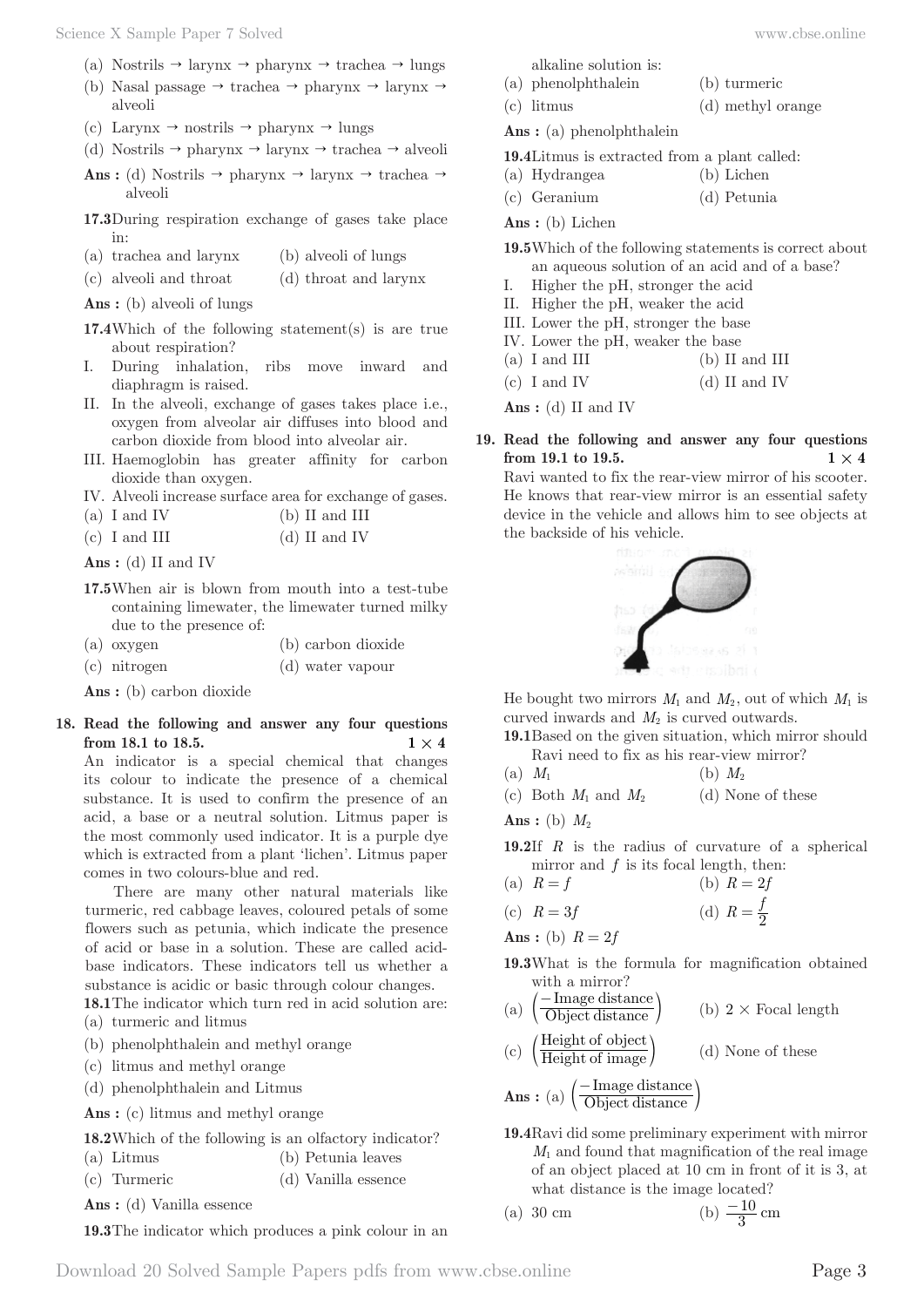(a) Nostrils → larynx → pharynx → trachea → lungs
(b) Nasal passage → trachea → pharynx → larynx → alveoli
(c) Larynx → nostrils → pharynx → lungs
(d) Nostrils → pharynx → larynx → trachea → alveoli

**Ans :** (d) Nostrils → pharynx → larynx → trachea → alveoli

**17.3** During respiration exchange of gases take place in:

(a) trachea and larynx  (b) alveoli of lungs
(c) alveoli and throat  (d) throat and larynx

**Ans :** (b) alveoli of lungs

**17.4** Which of the following statement(s) is are true about respiration?

I. During inhalation, ribs move inward and diaphragm is raised.
II. In the alveoli, exchange of gases takes place i.e., oxygen from alveolar air diffuses into blood and carbon dioxide from blood into alveolar air.
III. Haemoglobin has greater affinity for carbon dioxide than oxygen.
IV. Alveoli increase surface area for exchange of gases.

(a) I and IV  (b) II and III
(c) I and III  (d) II and IV

**Ans :** (d) II and IV

**17.5** When air is blown from mouth into a test-tube containing limewater, the limewater turned milky due to the presence of:

(a) oxygen  (b) carbon dioxide
(c) nitrogen  (d) water vapour

**Ans :** (b) carbon dioxide

**18. Read the following and answer any four questions from 18.1 to 18.5.** **1 × 4**

An indicator is a special chemical that changes its colour to indicate the presence of a chemical substance. It is used to confirm the presence of an acid, a base or a neutral solution. Litmus paper is the most commonly used indicator. It is a purple dye which is extracted from a plant 'lichen'. Litmus paper comes in two colours-blue and red.

There are many other natural materials like turmeric, red cabbage leaves, coloured petals of some flowers such as petunia, which indicate the presence of acid or base in a solution. These are called acid-base indicators. These indicators tell us whether a substance is acidic or basic through colour changes.

**18.1** The indicator which turn red in acid solution are:

(a) turmeric and litmus
(b) phenolphthalein and methyl orange
(c) litmus and methyl orange
(d) phenolphthalein and Litmus

**Ans :** (c) litmus and methyl orange

**18.2** Which of the following is an olfactory indicator?

(a) Litmus  (b) Petunia leaves
(c) Turmeric  (d) Vanilla essence

**Ans :** (d) Vanilla essence

**19.3** The indicator which produces a pink colour in an alkaline solution is:

(a) phenolphthalein  (b) turmeric
(c) litmus  (d) methyl orange

**Ans :** (a) phenolphthalein

**19.4** Litmus is extracted from a plant called:

(a) Hydrangea  (b) Lichen
(c) Geranium  (d) Petunia

**Ans :** (b) Lichen

**19.5** Which of the following statements is correct about an aqueous solution of an acid and of a base?

I. Higher the pH, stronger the acid
II. Higher the pH, weaker the acid
III. Lower the pH, stronger the base
IV. Lower the pH, weaker the base

(a) I and III  (b) II and III
(c) I and IV  (d) II and IV

**Ans :** (d) II and IV

**19. Read the following and answer any four questions from 19.1 to 19.5.** **1 × 4**

Ravi wanted to fix the rear-view mirror of his scooter. He knows that rear-view mirror is an essential safety device in the vehicle and allows him to see objects at the backside of his vehicle.

He bought two mirrors $M_1$ and $M_2$, out of which $M_1$ is curved inwards and $M_2$ is curved outwards.

**19.1** Based on the given situation, which mirror should Ravi need to fix as his rear-view mirror?

(a) $M_1$  (b) $M_2$
(c) Both $M_1$ and $M_2$  (d) None of these

**Ans :** (b) $M_2$

**19.2** If $R$ is the radius of curvature of a spherical mirror and $f$ is its focal length, then:

(a) $R = f$  (b) $R = 2f$
(c) $R = 3f$  (d) $R = \frac{f}{2}$

**Ans :** (b) $R = 2f$

**19.3** What is the formula for magnification obtained with a mirror?

(a) $\left(\frac{-\text{Image distance}}{\text{Object distance}}\right)$  (b) 2 × Focal length
(c) $\left(\frac{\text{Height of object}}{\text{Height of image}}\right)$  (d) None of these

**Ans :** (a) $\left(\frac{-\text{Image distance}}{\text{Object distance}}\right)$

**19.4** Ravi did some preliminary experiment with mirror $M_1$ and found that magnification of the real image of an object placed at 10 cm in front of it is 3, at what distance is the image located?

(a) 30 cm  (b) $\frac{-10}{3}$ cm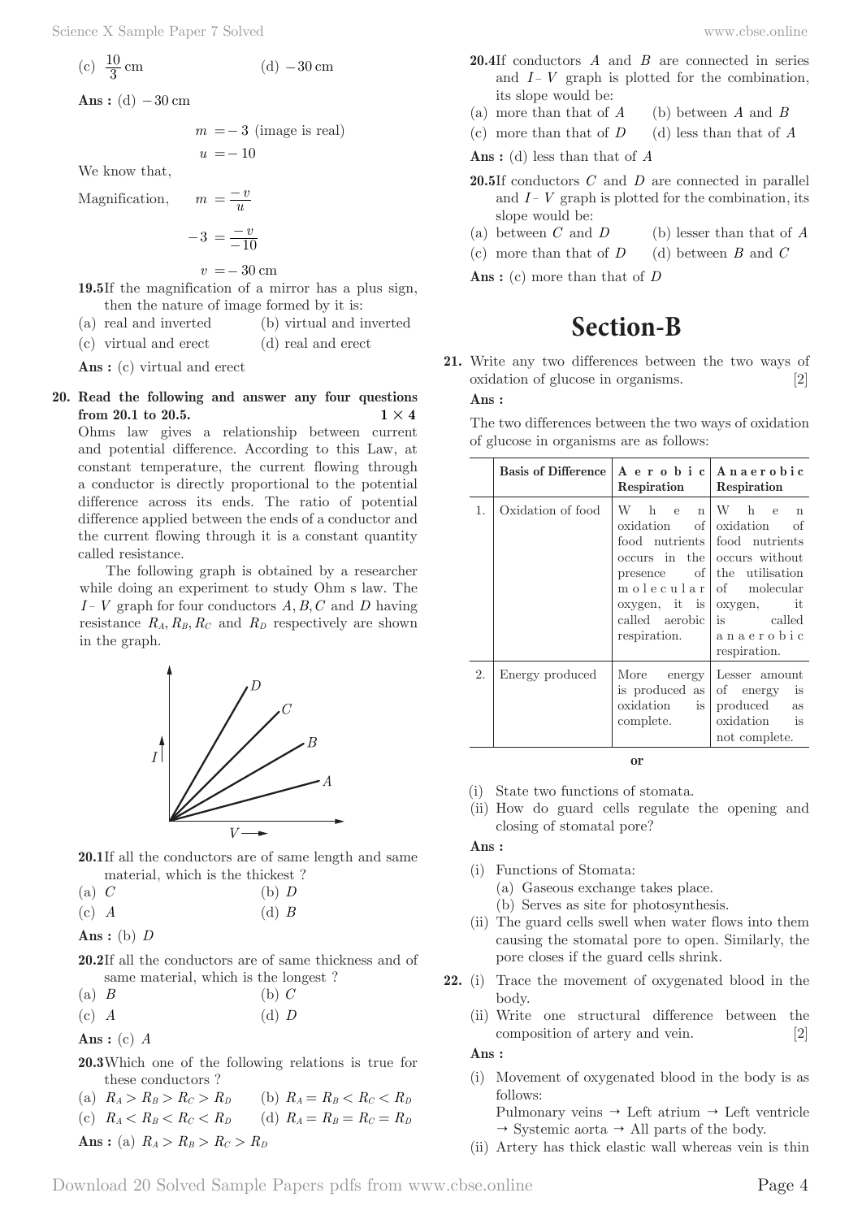(c) $\frac{10}{3}$ cm (d) $-30$ cm

**Ans :** (d) $-30$ cm

$$m = -3 \text{ (image is real)}$$
$$u = -10$$

We know that,

Magnification, $m = \frac{-v}{u}$

$$-3 = \frac{-v}{-10}$$
$$v = -30 \text{ cm}$$

**19.5** If the magnification of a mirror has a plus sign, then the nature of image formed by it is:

(a) real and inverted (b) virtual and inverted
(c) virtual and erect (d) real and erect

**Ans :** (c) virtual and erect

**20. Read the following and answer any four questions from 20.1 to 20.5.** $1 \times 4$

Ohms law gives a relationship between current and potential difference. According to this Law, at constant temperature, the current flowing through a conductor is directly proportional to the potential difference across its ends. The ratio of potential difference applied between the ends of a conductor and the current flowing through it is a constant quantity called resistance.

The following graph is obtained by a researcher while doing an experiment to study Ohm s law. The $I-V$ graph for four conductors $A, B, C$ and $D$ having resistance $R_A, R_B, R_C$ and $R_D$ respectively are shown in the graph.

**20.1** If all the conductors are of same length and same material, which is the thickest ?

(a) $C$ (b) $D$
(c) $A$ (d) $B$

**Ans :** (b) $D$

**20.2** If all the conductors are of same thickness and of same material, which is the longest ?

(a) $B$ (b) $C$
(c) $A$ (d) $D$

**Ans :** (c) $A$

**20.3** Which one of the following relations is true for these conductors ?

(a) $R_A > R_B > R_C > R_D$ (b) $R_A = R_B < R_C < R_D$
(c) $R_A < R_B < R_C < R_D$ (d) $R_A = R_B = R_C = R_D$

**Ans :** (a) $R_A > R_B > R_C > R_D$

**20.4** If conductors $A$ and $B$ are connected in series and $I-V$ graph is plotted for the combination, its slope would be:

(a) more than that of $A$ (b) between $A$ and $B$
(c) more than that of $D$ (d) less than that of $A$

**Ans :** (d) less than that of $A$

**20.5** If conductors $C$ and $D$ are connected in parallel and $I-V$ graph is plotted for the combination, its slope would be:

(a) between $C$ and $D$ (b) lesser than that of $A$
(c) more than that of $D$ (d) between $B$ and $C$

**Ans :** (c) more than that of $D$

# Section-B

**21.** Write any two differences between the two ways of oxidation of glucose in organisms. [2]

**Ans :**

The two differences between the two ways of oxidation of glucose in organisms are as follows:

| | Basis of Difference | Aerobic Respiration | Anaerobic Respiration |
|---|---|---|---|
| 1. | Oxidation of food | When oxidation of food nutrients occurs in the presence of molecular oxygen, it is called aerobic respiration. | When oxidation of food nutrients occurs without the utilisation of molecular oxygen, it is called anaerobic respiration. |
| 2. | Energy produced | More energy is produced as oxidation is complete. | Lesser amount of energy is produced as oxidation is not complete. |

**or**

(i) State two functions of stomata.
(ii) How do guard cells regulate the opening and closing of stomatal pore?

**Ans :**

(i) Functions of Stomata:
 (a) Gaseous exchange takes place.
 (b) Serves as site for photosynthesis.
(ii) The guard cells swell when water flows into them causing the stomatal pore to open. Similarly, the pore closes if the guard cells shrink.

**22.** (i) Trace the movement of oxygenated blood in the body.
(ii) Write one structural difference between the composition of artery and vein. [2]

**Ans :**

(i) Movement of oxygenated blood in the body is as follows:
Pulmonary veins → Left atrium → Left ventricle → Systemic aorta → All parts of the body.
(ii) Artery has thick elastic wall whereas vein is thin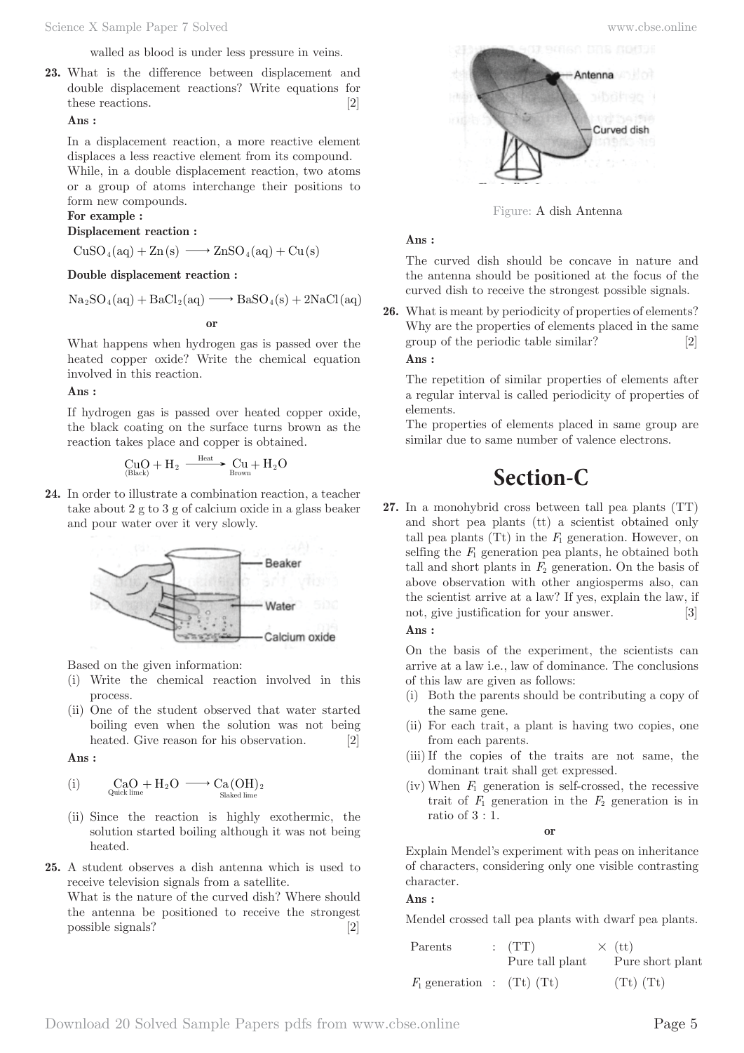walled as blood is under less pressure in veins.

**23.** What is the difference between displacement and double displacement reactions? Write equations for these reactions. [2]

**Ans :**

In a displacement reaction, a more reactive element displaces a less reactive element from its compound. While, in a double displacement reaction, two atoms or a group of atoms interchange their positions to form new compounds.

**For example :**

**Displacement reaction :**

$$CuSO_4(aq) + Zn(s) \longrightarrow ZnSO_4(aq) + Cu(s)$$

**Double displacement reaction :**

$$Na_2SO_4(aq) + BaCl_2(aq) \longrightarrow BaSO_4(s) + 2NaCl(aq)$$

**or**

What happens when hydrogen gas is passed over the heated copper oxide? Write the chemical equation involved in this reaction.

**Ans :**

If hydrogen gas is passed over heated copper oxide, the black coating on the surface turns brown as the reaction takes place and copper is obtained.

$$\underset{\text{(Black)}}{CuO} + H_2 \xrightarrow{\text{Heat}} \underset{\text{Brown}}{Cu} + H_2O$$

**24.** In order to illustrate a combination reaction, a teacher take about 2 g to 3 g of calcium oxide in a glass beaker and pour water over it very slowly.

Based on the given information:

(i) Write the chemical reaction involved in this process.
(ii) One of the student observed that water started boiling even when the solution was not being heated. Give reason for his observation. [2]

**Ans :**

(i) $$\underset{\text{Quick lime}}{CaO} + H_2O \longrightarrow \underset{\text{Slaked lime}}{Ca(OH)_2}$$

(ii) Since the reaction is highly exothermic, the solution started boiling although it was not being heated.

**25.** A student observes a dish antenna which is used to receive television signals from a satellite.
What is the nature of the curved dish? Where should the antenna be positioned to receive the strongest possible signals? [2]

Figure: A dish Antenna

**Ans :**

The curved dish should be concave in nature and the antenna should be positioned at the focus of the curved dish to receive the strongest possible signals.

**26.** What is meant by periodicity of properties of elements? Why are the properties of elements placed in the same group of the periodic table similar? [2]

**Ans :**

The repetition of similar properties of elements after a regular interval is called periodicity of properties of elements.
The properties of elements placed in same group are similar due to same number of valence electrons.

# Section-C

**27.** In a monohybrid cross between tall pea plants (TT) and short pea plants (tt) a scientist obtained only tall pea plants (Tt) in the $F_1$ generation. However, on selfing the $F_1$ generation pea plants, he obtained both tall and short plants in $F_2$ generation. On the basis of above observation with other angiosperms also, can the scientist arrive at a law? If yes, explain the law, if not, give justification for your answer. [3]

**Ans :**

On the basis of the experiment, the scientists can arrive at a law i.e., law of dominance. The conclusions of this law are given as follows:

(i) Both the parents should be contributing a copy of the same gene.
(ii) For each trait, a plant is having two copies, one from each parents.
(iii) If the copies of the traits are not same, the dominant trait shall get expressed.
(iv) When $F_1$ generation is self-crossed, the recessive trait of $F_1$ generation in the $F_2$ generation is in ratio of 3 : 1.

**or**

Explain Mendel's experiment with peas on inheritance of characters, considering only one visible contrasting character.

**Ans :**

Mendel crossed tall pea plants with dwarf pea plants.

| | | | |
|---|---|---|---|
| Parents | : | (TT) Pure tall plant | × (tt) Pure short plant |
| $F_1$ generation | : | (Tt) (Tt) | (Tt) (Tt) |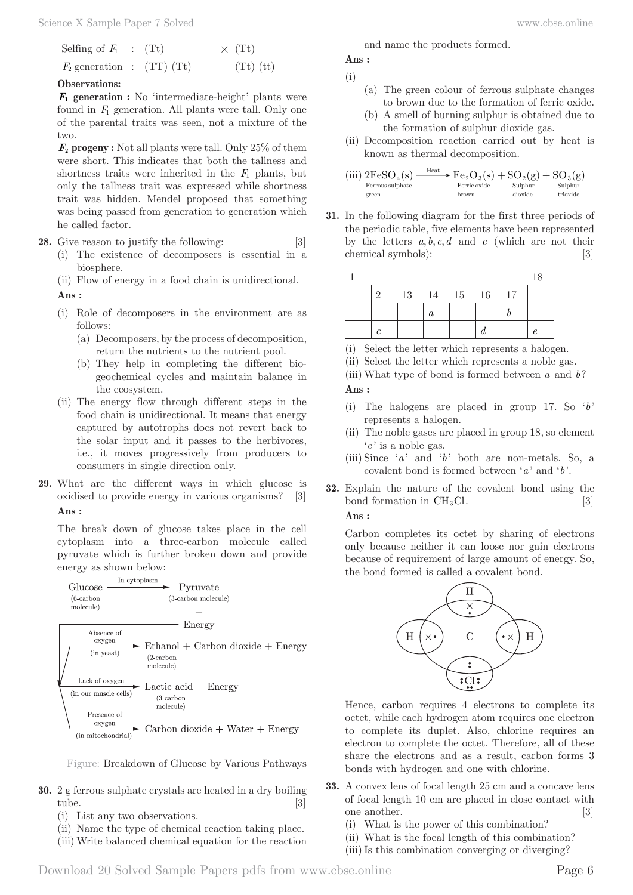Selfing of $F_1$ : (Tt) × (Tt)

$F_2$ generation : (TT) (Tt) (Tt) (tt)

**Observations:**

***$F_1$* generation :** No 'intermediate-height' plants were found in $F_1$ generation. All plants were tall. Only one of the parental traits was seen, not a mixture of the two.

***$F_2$* progeny :** Not all plants were tall. Only 25% of them were short. This indicates that both the tallness and shortness traits were inherited in the $F_1$ plants, but only the tallness trait was expressed while shortness trait was hidden. Mendel proposed that something was being passed from generation to generation which he called factor.

**28.** Give reason to justify the following: [3]

(i) The existence of decomposers is essential in a biosphere.

(ii) Flow of energy in a food chain is unidirectional.

**Ans :**

(i) Role of decomposers in the environment are as follows:

(a) Decomposers, by the process of decomposition, return the nutrients to the nutrient pool.

(b) They help in completing the different bio-geochemical cycles and maintain balance in the ecosystem.

(ii) The energy flow through different steps in the food chain is unidirectional. It means that energy captured by autotrophs does not revert back to the solar input and it passes to the herbivores, i.e., it moves progressively from producers to consumers in single direction only.

**29.** What are the different ways in which glucose is oxidised to provide energy in various organisms? [3]

**Ans :**

The break down of glucose takes place in the cell cytoplasm into a three-carbon molecule called pyruvate which is further broken down and provide energy as shown below:

Glucose (6-carbon molecule) $\xrightarrow{\text{In cytoplasm}}$ Pyruvate (3-carbon molecule) + Energy

- Absence of oxygen (in yeast) → Ethanol + Carbon dioxide + Energy (2-carbon molecule)
- Lack of oxygen (in our muscle cells) → Lactic acid + Energy (3-carbon molecule)
- Presence of oxygen (in mitochondrial) → Carbon dioxide + Water + Energy

Figure: Breakdown of Glucose by Various Pathways

**30.** 2 g ferrous sulphate crystals are heated in a dry boiling tube. [3]

(i) List any two observations.

(ii) Name the type of chemical reaction taking place.

(iii) Write balanced chemical equation for the reaction and name the products formed.

**Ans :**

(i)

(a) The green colour of ferrous sulphate changes to brown due to the formation of ferric oxide.

(b) A smell of burning sulphur is obtained due to the formation of sulphur dioxide gas.

(ii) Decomposition reaction carried out by heat is known as thermal decomposition.

(iii) $$\underset{\text{Ferrous sulphate green}}{2FeSO_4(s)} \xrightarrow{\text{Heat}} \underset{\text{Ferric oxide brown}}{Fe_2O_3(s)} + \underset{\text{Sulphur dioxide}}{SO_2(g)} + \underset{\text{Sulphur trioxide}}{SO_3(g)}$$

**31.** In the following diagram for the first three periods of the periodic table, five elements have been represented by the letters $a, b, c, d$ and $e$ (which are not their chemical symbols): [3]

| 1 | | | | | | | 18 |
|---|---|---|---|---|---|---|---|
| | 2 | 13 | 14 | 15 | 16 | 17 | |
| | | | $a$ | | | $b$ | |
| | $c$ | | | | $d$ | | $e$ |

(i) Select the letter which represents a halogen.

(ii) Select the letter which represents a noble gas.

(iii) What type of bond is formed between $a$ and $b$?

**Ans :**

(i) The halogens are placed in group 17. So '$b$' represents a halogen.

(ii) The noble gases are placed in group 18, so element '$e$' is a noble gas.

(iii) Since '$a$' and '$b$' both are non-metals. So, a covalent bond is formed between '$a$' and '$b$'.

**32.** Explain the nature of the covalent bond using the bond formation in $CH_3Cl$. [3]

**Ans :**

Carbon completes its octet by sharing of electrons only because neither it can loose nor gain electrons because of requirement of large amount of energy. So, the bond formed is called a covalent bond.

Hence, carbon requires 4 electrons to complete its octet, while each hydrogen atom requires one electron to complete its duplet. Also, chlorine requires an electron to complete the octet. Therefore, all of these share the electrons and as a result, carbon forms 3 bonds with hydrogen and one with chlorine.

**33.** A convex lens of focal length 25 cm and a concave lens of focal length 10 cm are placed in close contact with one another. [3]

(i) What is the power of this combination?

(ii) What is the focal length of this combination?

(iii) Is this combination converging or diverging?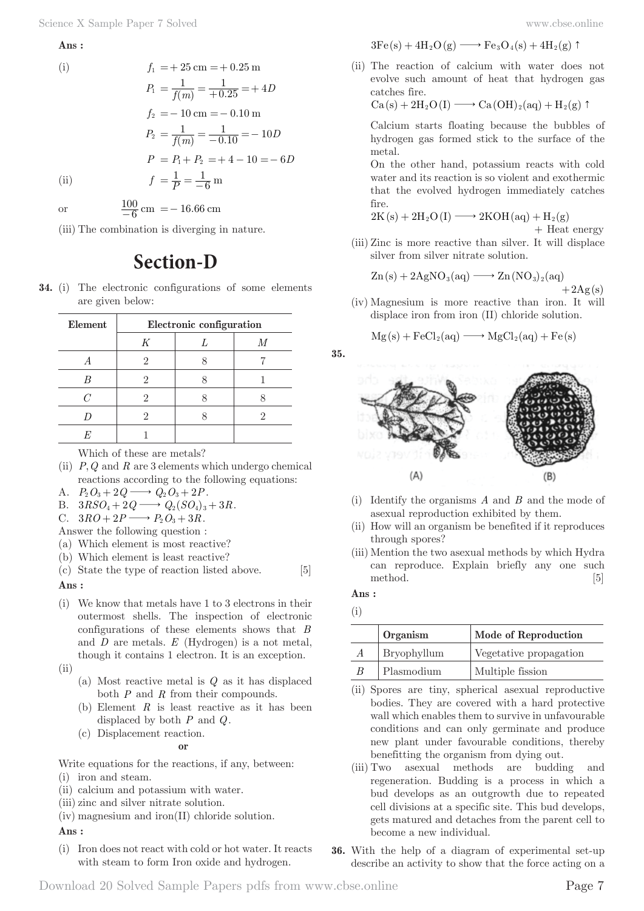**Ans :**

(i) $f_1 = +25 \text{ cm} = +0.25 \text{ m}$

$$P_1 = \frac{1}{f(m)} = \frac{1}{+0.25} = +4D$$

$$f_2 = -10 \text{ cm} = -0.10 \text{ m}$$

$$P_2 = \frac{1}{f(m)} = \frac{1}{-0.10} = -10D$$

$$P = P_1 + P_2 = +4 - 10 = -6D$$

(ii) $$f = \frac{1}{P} = \frac{1}{-6} \text{ m}$$

or $$\frac{100}{-6} \text{ cm} = -16.66 \text{ cm}$$

(iii) The combination is diverging in nature.

## Section-D

**34.** (i) The electronic configurations of some elements are given below:

| Element | Electronic configuration | | |
|---|---|---|---|
| | $K$ | $L$ | $M$ |
| $A$ | 2 | 8 | 7 |
| $B$ | 2 | 8 | 1 |
| $C$ | 2 | 8 | 8 |
| $D$ | 2 | 8 | 2 |
| $E$ | 1 | | |

Which of these are metals?

(ii) $P, Q$ and $R$ are 3 elements which undergo chemical reactions according to the following equations:

A. $P_2O_3 + 2Q \longrightarrow Q_2O_3 + 2P$.

B. $3RSO_4 + 2Q \longrightarrow Q_2(SO_4)_3 + 3R$.

C. $3RO + 2P \longrightarrow P_2O_3 + 3R$.

Answer the following question :

(a) Which element is most reactive?

(b) Which element is least reactive?

(c) State the type of reaction listed above. [5]

**Ans :**

(i) We know that metals have 1 to 3 electrons in their outermost shells. The inspection of electronic configurations of these elements shows that $B$ and $D$ are metals. $E$ (Hydrogen) is a not metal, though it contains 1 electron. It is an exception.

(ii)

(a) Most reactive metal is $Q$ as it has displaced both $P$ and $R$ from their compounds.

(b) Element $R$ is least reactive as it has been displaced by both $P$ and $Q$.

(c) Displacement reaction.

**or**

Write equations for the reactions, if any, between:

(i) iron and steam.

(ii) calcium and potassium with water.

(iii) zinc and silver nitrate solution.

(iv) magnesium and iron(II) chloride solution.

**Ans :**

(i) Iron does not react with cold or hot water. It reacts with steam to form Iron oxide and hydrogen.

$$3Fe(s) + 4H_2O(g) \longrightarrow Fe_3O_4(s) + 4H_2(g) \uparrow$$

(ii) The reaction of calcium with water does not evolve such amount of heat that hydrogen gas catches fire.

$$Ca(s) + 2H_2O(l) \longrightarrow Ca(OH)_2(aq) + H_2(g) \uparrow$$

Calcium starts floating because the bubbles of hydrogen gas formed stick to the surface of the metal.

On the other hand, potassium reacts with cold water and its reaction is so violent and exothermic that the evolved hydrogen immediately catches fire.

$$2K(s) + 2H_2O(l) \longrightarrow 2KOH(aq) + H_2(g) + \text{Heat energy}$$

(iii) Zinc is more reactive than silver. It will displace silver from silver nitrate solution.

$$Zn(s) + 2AgNO_3(aq) \longrightarrow Zn(NO_3)_2(aq) + 2Ag(s)$$

(iv) Magnesium is more reactive than iron. It will displace iron from iron (II) chloride solution.

$$Mg(s) + FeCl_2(aq) \longrightarrow MgCl_2(aq) + Fe(s)$$

**35.**

(A) (B)

(i) Identify the organisms $A$ and $B$ and the mode of asexual reproduction exhibited by them.

(ii) How will an organism be benefited if it reproduces through spores?

(iii) Mention the two asexual methods by which Hydra can reproduce. Explain briefly any one such method. [5]

**Ans :**

(i)

| | Organism | Mode of Reproduction |
|---|---|---|
| $A$ | Bryophyllum | Vegetative propagation |
| $B$ | Plasmodium | Multiple fission |

(ii) Spores are tiny, spherical asexual reproductive bodies. They are covered with a hard protective wall which enables them to survive in unfavourable conditions and can only germinate and produce new plant under favourable conditions, thereby benefitting the organism from dying out.

(iii) Two asexual methods are budding and regeneration. Budding is a process in which a bud develops as an outgrowth due to repeated cell divisions at a specific site. This bud develops, gets matured and detaches from the parent cell to become a new individual.

**36.** With the help of a diagram of experimental set-up describe an activity to show that the force acting on a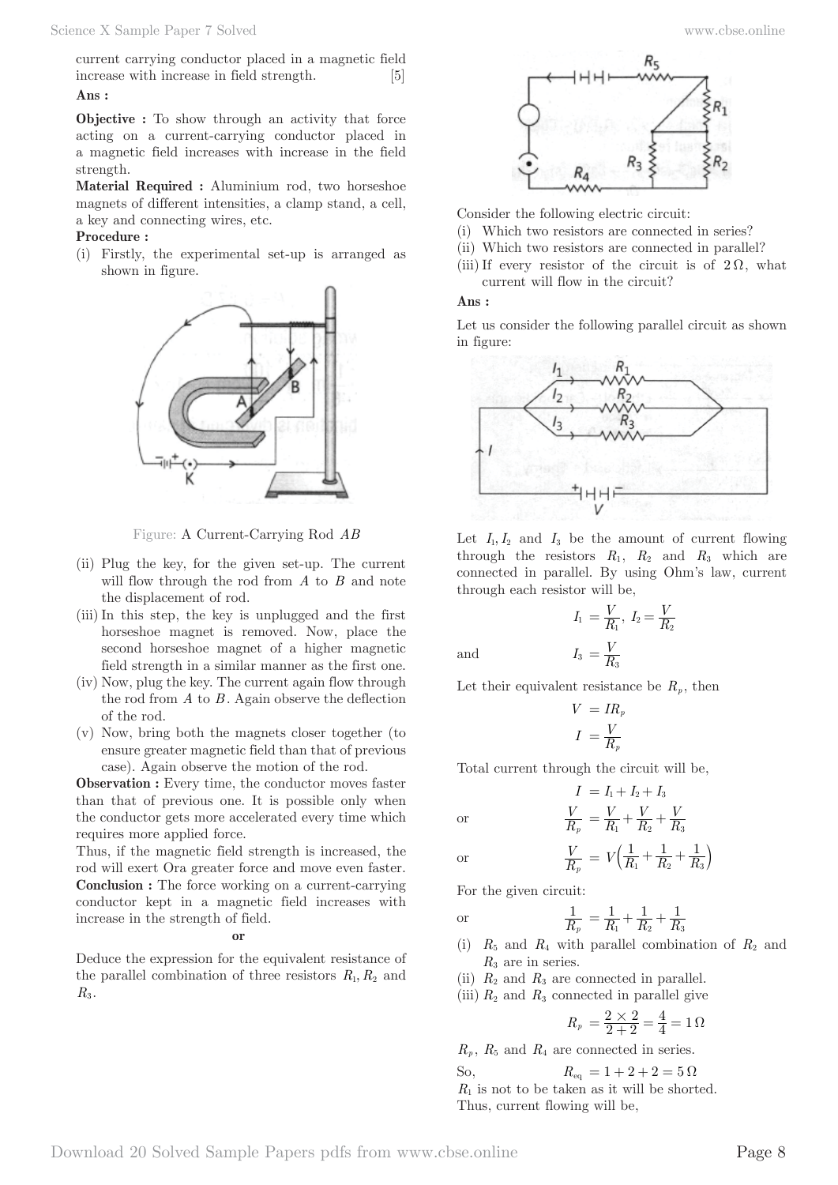current carrying conductor placed in a magnetic field increase with increase in field strength. [5]

**Ans :**

**Objective :** To show through an activity that force acting on a current-carrying conductor placed in a magnetic field increases with increase in the field strength.

**Material Required :** Aluminium rod, two horseshoe magnets of different intensities, a clamp stand, a cell, a key and connecting wires, etc.

**Procedure :**

(i) Firstly, the experimental set-up is arranged as shown in figure.

Figure: A Current-Carrying Rod $AB$

(ii) Plug the key, for the given set-up. The current will flow through the rod from $A$ to $B$ and note the displacement of rod.

(iii) In this step, the key is unplugged and the first horseshoe magnet is removed. Now, place the second horseshoe magnet of a higher magnetic field strength in a similar manner as the first one.

(iv) Now, plug the key. The current again flow through the rod from $A$ to $B$. Again observe the deflection of the rod.

(v) Now, bring both the magnets closer together (to ensure greater magnetic field than that of previous case). Again observe the motion of the rod.

**Observation :** Every time, the conductor moves faster than that of previous one. It is possible only when the conductor gets more accelerated every time which requires more applied force.

Thus, if the magnetic field strength is increased, the rod will exert Ora greater force and move even faster.

**Conclusion :** The force working on a current-carrying conductor kept in a magnetic field increases with increase in the strength of field.

**or**

Deduce the expression for the equivalent resistance of the parallel combination of three resistors $R_1, R_2$ and $R_3$.

Consider the following electric circuit:

(i) Which two resistors are connected in series?
(ii) Which two resistors are connected in parallel?
(iii) If every resistor of the circuit is of $2\,\Omega$, what current will flow in the circuit?

**Ans :**

Let us consider the following parallel circuit as shown in figure:

Let $I_1, I_2$ and $I_3$ be the amount of current flowing through the resistors $R_1$, $R_2$ and $R_3$ which are connected in parallel. By using Ohm's law, current through each resistor will be,

$$I_1 = \frac{V}{R_1},\ I_2 = \frac{V}{R_2}$$

and
$$I_3 = \frac{V}{R_3}$$

Let their equivalent resistance be $R_p$, then

$$V = IR_p$$

$$I = \frac{V}{R_p}$$

Total current through the circuit will be,

$$I = I_1 + I_2 + I_3$$

or
$$\frac{V}{R_p} = \frac{V}{R_1} + \frac{V}{R_2} + \frac{V}{R_3}$$

or
$$\frac{V}{R_p} = V\left(\frac{1}{R_1} + \frac{1}{R_2} + \frac{1}{R_3}\right)$$

For the given circuit:

or
$$\frac{1}{R_p} = \frac{1}{R_1} + \frac{1}{R_2} + \frac{1}{R_3}$$

(i) $R_5$ and $R_4$ with parallel combination of $R_2$ and $R_3$ are in series.
(ii) $R_2$ and $R_3$ are connected in parallel.
(iii) $R_2$ and $R_3$ connected in parallel give

$$R_p = \frac{2 \times 2}{2+2} = \frac{4}{4} = 1\,\Omega$$

$R_p$, $R_5$ and $R_4$ are connected in series.

So, $\quad R_{eq} = 1 + 2 + 2 = 5\,\Omega$

$R_1$ is not to be taken as it will be shorted.

Thus, current flowing will be,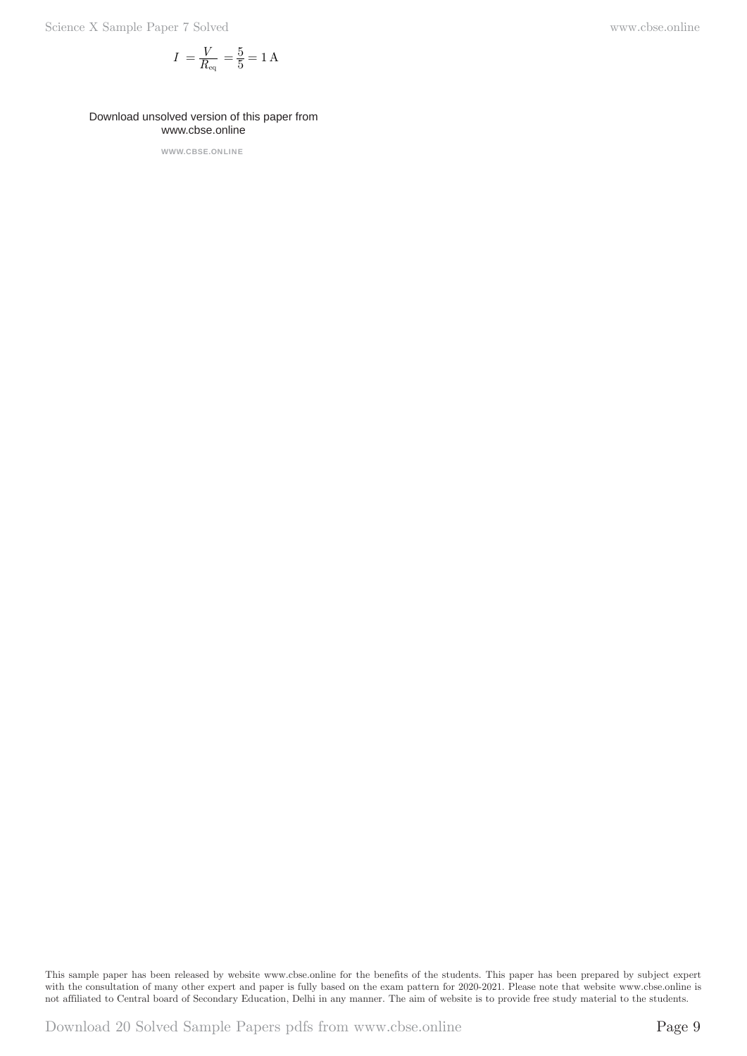$$I = \frac{V}{R_{eq}} = \frac{5}{5} = 1\,\text{A}$$

Download unsolved version of this paper from www.cbse.online

WWW.CBSE.ONLINE

This sample paper has been released by website www.cbse.online for the benefits of the students. This paper has been prepared by subject expert with the consultation of many other expert and paper is fully based on the exam pattern for 2020-2021. Please note that website www.cbse.online is not affiliated to Central board of Secondary Education, Delhi in any manner. The aim of website is to provide free study material to the students.